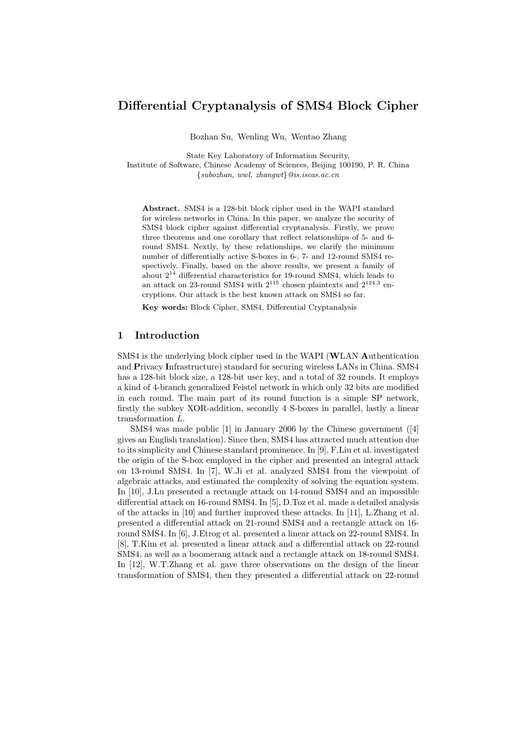# Differential Cryptanalysis of SMS4 Block Cipher

Bozhan Su, Wenling Wu, Wentao Zhang

State Key Laboratory of Information Security,
Institute of Software, Chinese Academy of Sciences, Beijing 100190, P. R. China
{*subozhan, wwl, zhangwt*}*@is.iscas.ac.cn*

**Abstract.** SMS4 is a 128-bit block cipher used in the WAPI standard for wireless networks in China. In this paper, we analyze the security of SMS4 block cipher against differential cryptanalysis. Firstly, we prove three theorems and one corollary that reflect relationships of 5- and 6-round SMS4. Nextly, by these relationships, we clarify the minimum number of differentially active S-boxes in 6-, 7- and 12-round SMS4 respectively. Finally, based on the above results, we present a family of about $2^{14}$ differential characteristics for 19-round SMS4, which leads to an attack on 23-round SMS4 with $2^{115}$ chosen plaintexts and $2^{124.3}$ encryptions. Our attack is the best known attack on SMS4 so far.

**Key words:** Block Cipher, SMS4, Differential Cryptanalysis

## 1 Introduction

SMS4 is the underlying block cipher used in the WAPI (**W**LAN **A**uthentication and **P**rivacy **I**nfrastructure) standard for securing wireless LANs in China. SMS4 has a 128-bit block size, a 128-bit user key, and a total of 32 rounds. It employs a kind of 4-branch generalized Feistel network in which only 32 bits are modified in each round. The main part of its round function is a simple SP network, firstly the subkey XOR-addition, secondly 4 S-boxes in parallel, lastly a linear transformation $L$.

SMS4 was made public [1] in January 2006 by the Chinese government ([4] gives an English translation). Since then, SMS4 has attracted much attention due to its simplicity and Chinese standard prominence. In [9], F.Liu et al. investigated the origin of the S-box employed in the cipher and presented an integral attack on 13-round SMS4. In [7], W.Ji et al. analyzed SMS4 from the viewpoint of algebraic attacks, and estimated the complexity of solving the equation system. In [10], J.Lu presented a rectangle attack on 14-round SMS4 and an impossible differential attack on 16-round SMS4. In [5], D.Toz et al. made a detailed analysis of the attacks in [10] and further improved these attacks. In [11], L.Zhang et al. presented a differential attack on 21-round SMS4 and a rectangle attack on 16-round SMS4. In [6], J.Etrog et al. presented a linear attack on 22-round SMS4. In [8], T.Kim et al. presented a linear attack and a differential attack on 22-round SMS4, as well as a boomerang attack and a rectangle attack on 18-round SMS4. In [12], W.T.Zhang et al. gave three observations on the design of the linear transformation of SMS4, then they presented a differential attack on 22-round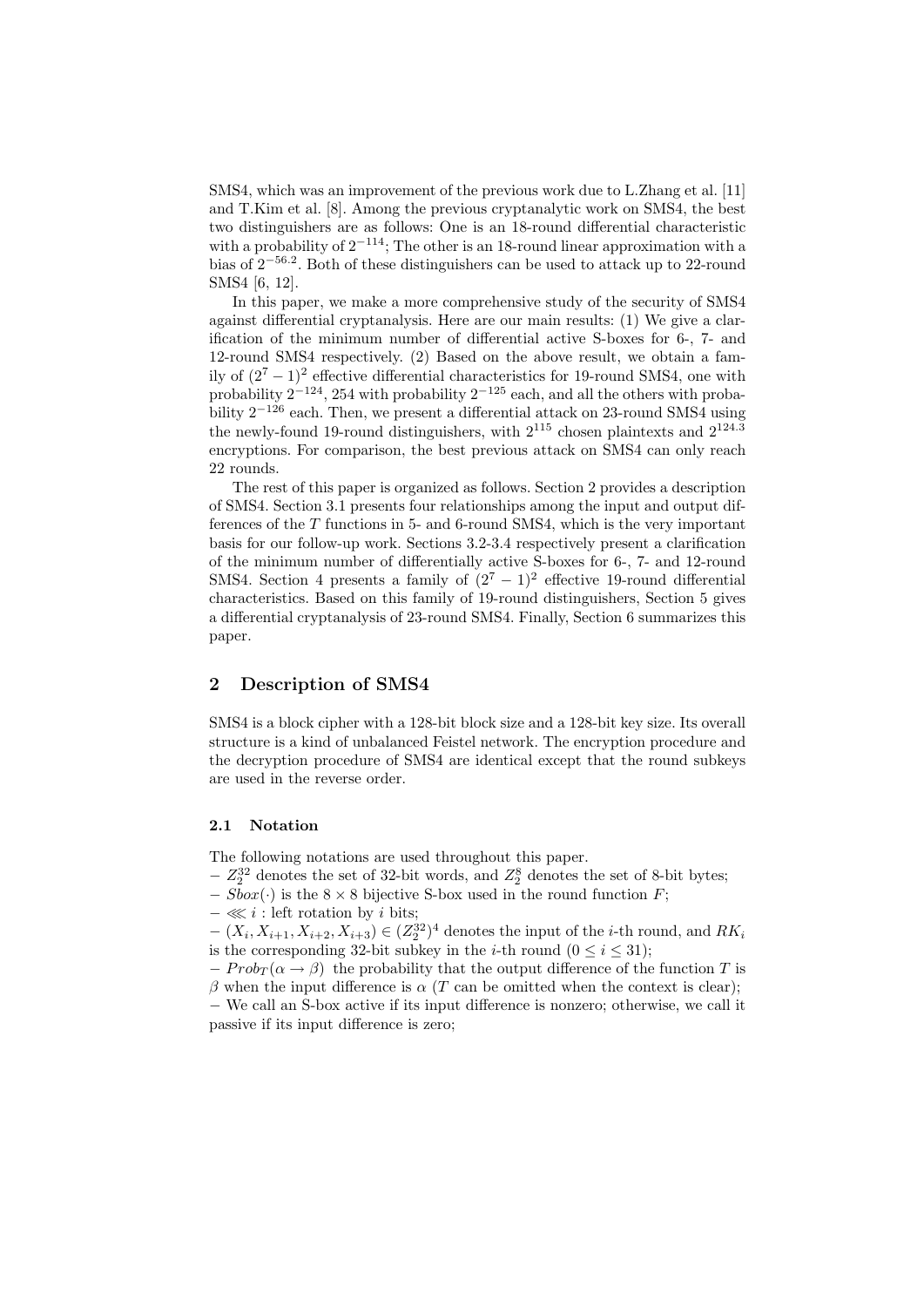SMS4, which was an improvement of the previous work due to L.Zhang et al. [11] and T.Kim et al. [8]. Among the previous cryptanalytic work on SMS4, the best two distinguishers are as follows: One is an 18-round differential characteristic with a probability of $2^{-114}$; The other is an 18-round linear approximation with a bias of $2^{-56.2}$. Both of these distinguishers can be used to attack up to 22-round SMS4 [6, 12].

In this paper, we make a more comprehensive study of the security of SMS4 against differential cryptanalysis. Here are our main results: (1) We give a clarification of the minimum number of differential active S-boxes for 6-, 7- and 12-round SMS4 respectively. (2) Based on the above result, we obtain a family of $(2^7-1)^2$ effective differential characteristics for 19-round SMS4, one with probability $2^{-124}$, 254 with probability $2^{-125}$ each, and all the others with probability $2^{-126}$ each. Then, we present a differential attack on 23-round SMS4 using the newly-found 19-round distinguishers, with $2^{115}$ chosen plaintexts and $2^{124.3}$ encryptions. For comparison, the best previous attack on SMS4 can only reach 22 rounds.

The rest of this paper is organized as follows. Section 2 provides a description of SMS4. Section 3.1 presents four relationships among the input and output differences of the $T$ functions in 5- and 6-round SMS4, which is the very important basis for our follow-up work. Sections 3.2-3.4 respectively present a clarification of the minimum number of differentially active S-boxes for 6-, 7- and 12-round SMS4. Section 4 presents a family of $(2^7-1)^2$ effective 19-round differential characteristics. Based on this family of 19-round distinguishers, Section 5 gives a differential cryptanalysis of 23-round SMS4. Finally, Section 6 summarizes this paper.

## 2 Description of SMS4

SMS4 is a block cipher with a 128-bit block size and a 128-bit key size. Its overall structure is a kind of unbalanced Feistel network. The encryption procedure and the decryption procedure of SMS4 are identical except that the round subkeys are used in the reverse order.

### 2.1 Notation

The following notations are used throughout this paper.

- $Z_2^{32}$ denotes the set of 32-bit words, and $Z_2^8$ denotes the set of 8-bit bytes;
- $Sbox(\cdot)$ is the $8 \times 8$ bijective S-box used in the round function $F$;
- $\lll i$ : left rotation by $i$ bits;
- $(X_i, X_{i+1}, X_{i+2}, X_{i+3}) \in (Z_2^{32})^4$ denotes the input of the $i$-th round, and $RK_i$ is the corresponding 32-bit subkey in the $i$-th round ($0 \leq i \leq 31$);
- $Prob_T(\alpha \rightarrow \beta)$ the probability that the output difference of the function $T$ is $\beta$ when the input difference is $\alpha$ ($T$ can be omitted when the context is clear);
- We call an S-box active if its input difference is nonzero; otherwise, we call it passive if its input difference is zero;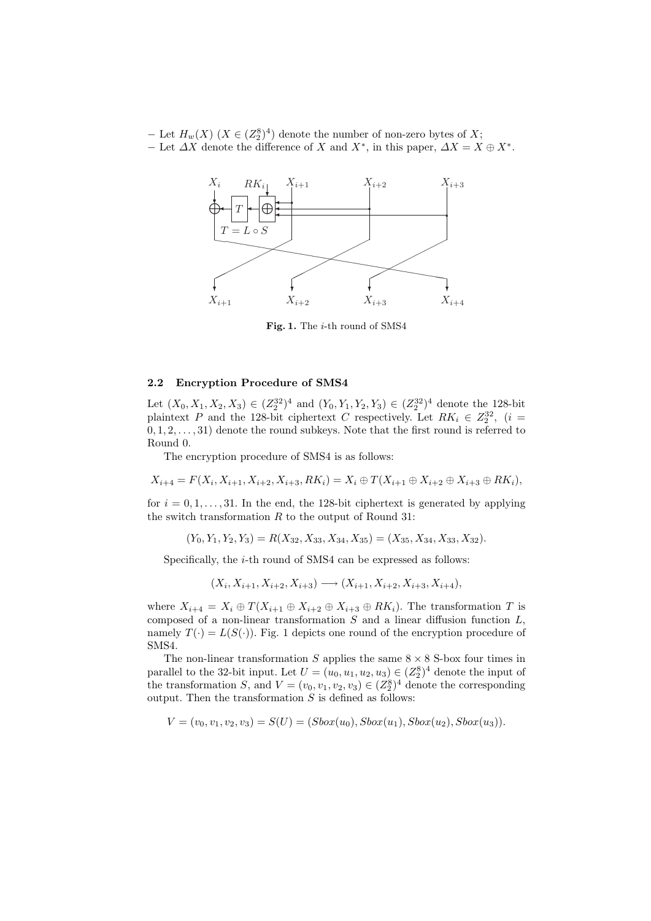– Let $H_w(X)$ ($X \in (Z_2^8)^4$) denote the number of non-zero bytes of $X$;
– Let $\Delta X$ denote the difference of $X$ and $X^*$, in this paper, $\Delta X = X \oplus X^*$.

**Fig. 1.** The $i$-th round of SMS4

### 2.2 Encryption Procedure of SMS4

Let $(X_0, X_1, X_2, X_3) \in (Z_2^{32})^4$ and $(Y_0, Y_1, Y_2, Y_3) \in (Z_2^{32})^4$ denote the 128-bit plaintext $P$ and the 128-bit ciphertext $C$ respectively. Let $RK_i \in Z_2^{32}$, ($i = 0, 1, 2, \ldots, 31$) denote the round subkeys. Note that the first round is referred to Round 0.

The encryption procedure of SMS4 is as follows:

$$X_{i+4} = F(X_i, X_{i+1}, X_{i+2}, X_{i+3}, RK_i) = X_i \oplus T(X_{i+1} \oplus X_{i+2} \oplus X_{i+3} \oplus RK_i),$$

for $i = 0, 1, \ldots, 31$. In the end, the 128-bit ciphertext is generated by applying the switch transformation $R$ to the output of Round 31:

$$(Y_0, Y_1, Y_2, Y_3) = R(X_{32}, X_{33}, X_{34}, X_{35}) = (X_{35}, X_{34}, X_{33}, X_{32}).$$

Specifically, the $i$-th round of SMS4 can be expressed as follows:

$$(X_i, X_{i+1}, X_{i+2}, X_{i+3}) \longrightarrow (X_{i+1}, X_{i+2}, X_{i+3}, X_{i+4}),$$

where $X_{i+4} = X_i \oplus T(X_{i+1} \oplus X_{i+2} \oplus X_{i+3} \oplus RK_i)$. The transformation $T$ is composed of a non-linear transformation $S$ and a linear diffusion function $L$, namely $T(\cdot) = L(S(\cdot))$. Fig. 1 depicts one round of the encryption procedure of SMS4.

The non-linear transformation $S$ applies the same $8 \times 8$ S-box four times in parallel to the 32-bit input. Let $U = (u_0, u_1, u_2, u_3) \in (Z_2^8)^4$ denote the input of the transformation $S$, and $V = (v_0, v_1, v_2, v_3) \in (Z_2^8)^4$ denote the corresponding output. Then the transformation $S$ is defined as follows:

$$V = (v_0, v_1, v_2, v_3) = S(U) = (Sbox(u_0), Sbox(u_1), Sbox(u_2), Sbox(u_3)).$$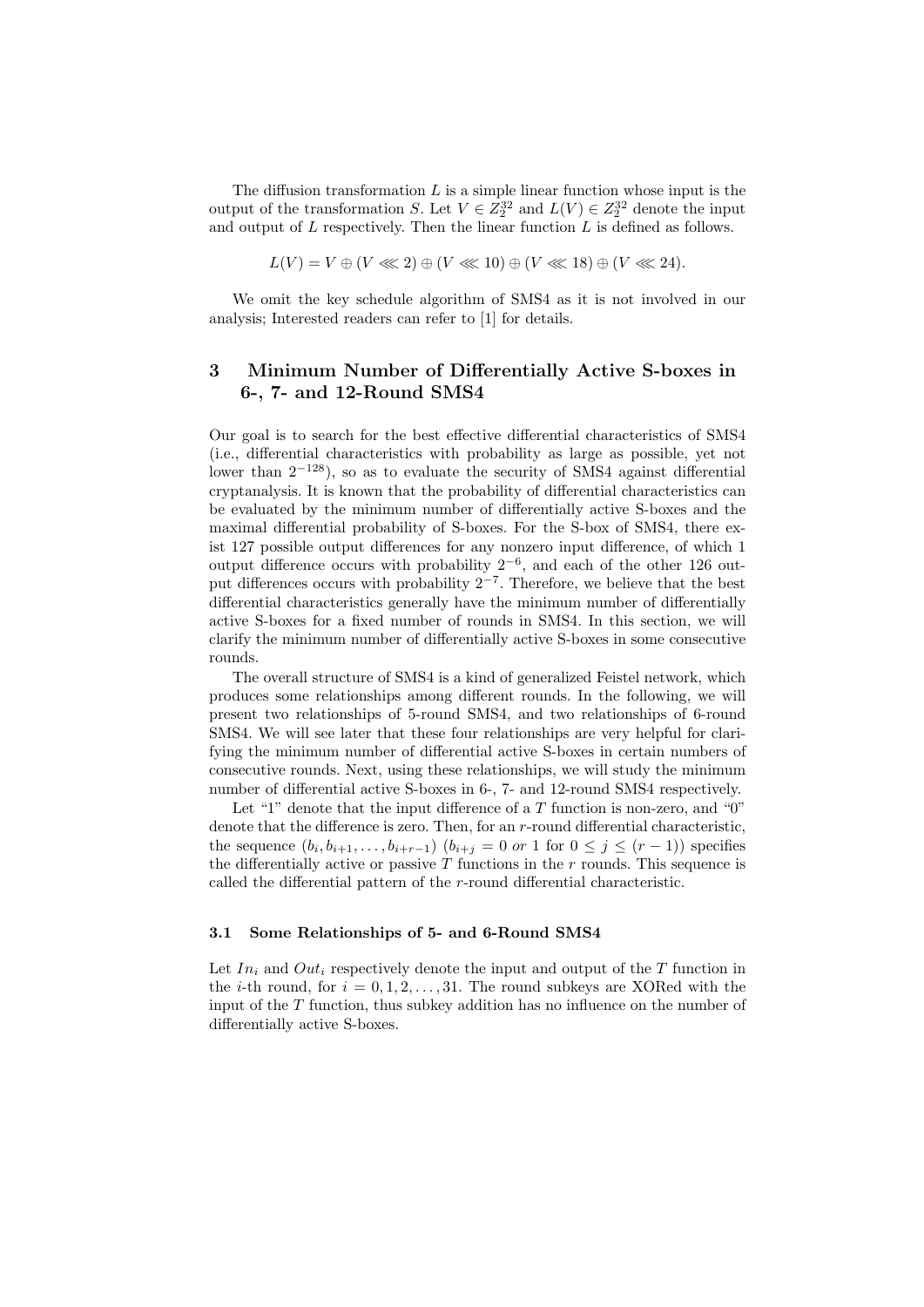The diffusion transformation $L$ is a simple linear function whose input is the output of the transformation $S$. Let $V \in Z_2^{32}$ and $L(V) \in Z_2^{32}$ denote the input and output of $L$ respectively. Then the linear function $L$ is defined as follows.

$$L(V) = V \oplus (V \lll 2) \oplus (V \lll 10) \oplus (V \lll 18) \oplus (V \lll 24).$$

We omit the key schedule algorithm of SMS4 as it is not involved in our analysis; Interested readers can refer to [1] for details.

## 3 Minimum Number of Differentially Active S-boxes in 6-, 7- and 12-Round SMS4

Our goal is to search for the best effective differential characteristics of SMS4 (i.e., differential characteristics with probability as large as possible, yet not lower than $2^{-128}$), so as to evaluate the security of SMS4 against differential cryptanalysis. It is known that the probability of differential characteristics can be evaluated by the minimum number of differentially active S-boxes and the maximal differential probability of S-boxes. For the S-box of SMS4, there exist 127 possible output differences for any nonzero input difference, of which 1 output difference occurs with probability $2^{-6}$, and each of the other 126 output differences occurs with probability $2^{-7}$. Therefore, we believe that the best differential characteristics generally have the minimum number of differentially active S-boxes for a fixed number of rounds in SMS4. In this section, we will clarify the minimum number of differentially active S-boxes in some consecutive rounds.

The overall structure of SMS4 is a kind of generalized Feistel network, which produces some relationships among different rounds. In the following, we will present two relationships of 5-round SMS4, and two relationships of 6-round SMS4. We will see later that these four relationships are very helpful for clarifying the minimum number of differential active S-boxes in certain numbers of consecutive rounds. Next, using these relationships, we will study the minimum number of differential active S-boxes in 6-, 7- and 12-round SMS4 respectively.

Let "1" denote that the input difference of a $T$ function is non-zero, and "0" denote that the difference is zero. Then, for an $r$-round differential characteristic, the sequence $(b_i, b_{i+1}, \ldots, b_{i+r-1})$ ($b_{i+j} = 0$ *or* 1 for $0 \leq j \leq (r-1)$) specifies the differentially active or passive $T$ functions in the $r$ rounds. This sequence is called the differential pattern of the $r$-round differential characteristic.

### 3.1 Some Relationships of 5- and 6-Round SMS4

Let $In_i$ and $Out_i$ respectively denote the input and output of the $T$ function in the $i$-th round, for $i = 0, 1, 2, \ldots, 31$. The round subkeys are XORed with the input of the $T$ function, thus subkey addition has no influence on the number of differentially active S-boxes.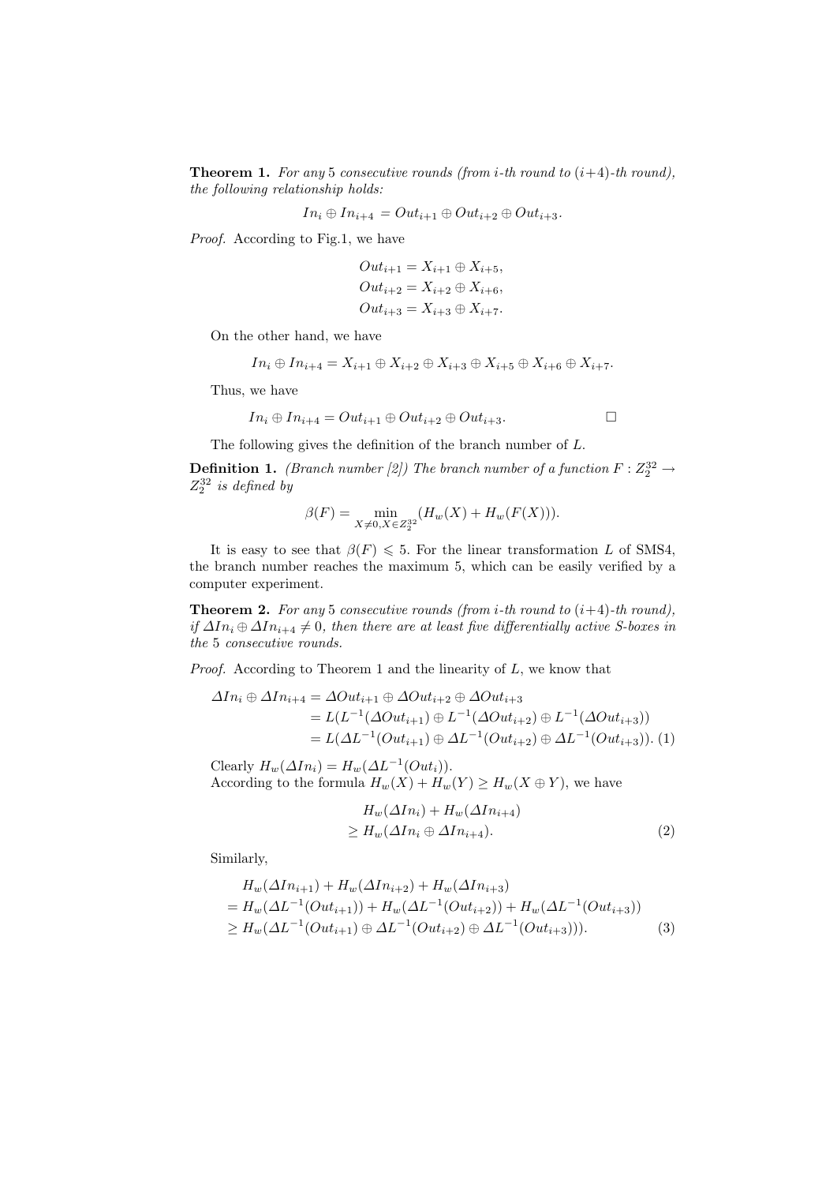**Theorem 1.** *For any* 5 *consecutive rounds (from i-th round to* $(i+4)$*-th round), the following relationship holds:*

$$In_i \oplus In_{i+4} = Out_{i+1} \oplus Out_{i+2} \oplus Out_{i+3}.$$

*Proof.* According to Fig.1, we have

$$Out_{i+1} = X_{i+1} \oplus X_{i+5},$$
$$Out_{i+2} = X_{i+2} \oplus X_{i+6},$$
$$Out_{i+3} = X_{i+3} \oplus X_{i+7}.$$

On the other hand, we have

$$In_i \oplus In_{i+4} = X_{i+1} \oplus X_{i+2} \oplus X_{i+3} \oplus X_{i+5} \oplus X_{i+6} \oplus X_{i+7}.$$

Thus, we have

$$In_i \oplus In_{i+4} = Out_{i+1} \oplus Out_{i+2} \oplus Out_{i+3}.$$ □

The following gives the definition of the branch number of $L$.

**Definition 1.** *(Branch number [2]) The branch number of a function* $F : Z_2^{32} \rightarrow Z_2^{32}$ *is defined by*

$$\beta(F) = \min_{X \neq 0, X \in Z_2^{32}} (H_w(X) + H_w(F(X))).$$

It is easy to see that $\beta(F) \leqslant 5$. For the linear transformation $L$ of SMS4, the branch number reaches the maximum 5, which can be easily verified by a computer experiment.

**Theorem 2.** *For any* 5 *consecutive rounds (from i-th round to* $(i+4)$*-th round), if* $\Delta In_i \oplus \Delta In_{i+4} \neq 0$*, then there are at least five differentially active S-boxes in the* 5 *consecutive rounds.*

*Proof.* According to Theorem 1 and the linearity of $L$, we know that

$$\begin{aligned}
\Delta In_i \oplus \Delta In_{i+4} &= \Delta Out_{i+1} \oplus \Delta Out_{i+2} \oplus \Delta Out_{i+3} \\
&= L(L^{-1}(\Delta Out_{i+1}) \oplus L^{-1}(\Delta Out_{i+2}) \oplus L^{-1}(\Delta Out_{i+3})) \\
&= L(\Delta L^{-1}(Out_{i+1}) \oplus \Delta L^{-1}(Out_{i+2}) \oplus \Delta L^{-1}(Out_{i+3})). \quad (1)
\end{aligned}$$

Clearly $H_w(\Delta In_i) = H_w(\Delta L^{-1}(Out_i))$.
According to the formula $H_w(X) + H_w(Y) \geq H_w(X \oplus Y)$, we have

$$\begin{aligned}
&H_w(\Delta In_i) + H_w(\Delta In_{i+4}) \\
&\geq H_w(\Delta In_i \oplus \Delta In_{i+4}). \quad (2)
\end{aligned}$$

Similarly,

$$\begin{aligned}
&H_w(\Delta In_{i+1}) + H_w(\Delta In_{i+2}) + H_w(\Delta In_{i+3}) \\
&= H_w(\Delta L^{-1}(Out_{i+1})) + H_w(\Delta L^{-1}(Out_{i+2})) + H_w(\Delta L^{-1}(Out_{i+3})) \\
&\geq H_w(\Delta L^{-1}(Out_{i+1}) \oplus \Delta L^{-1}(Out_{i+2}) \oplus \Delta L^{-1}(Out_{i+3}))). \quad (3)
\end{aligned}$$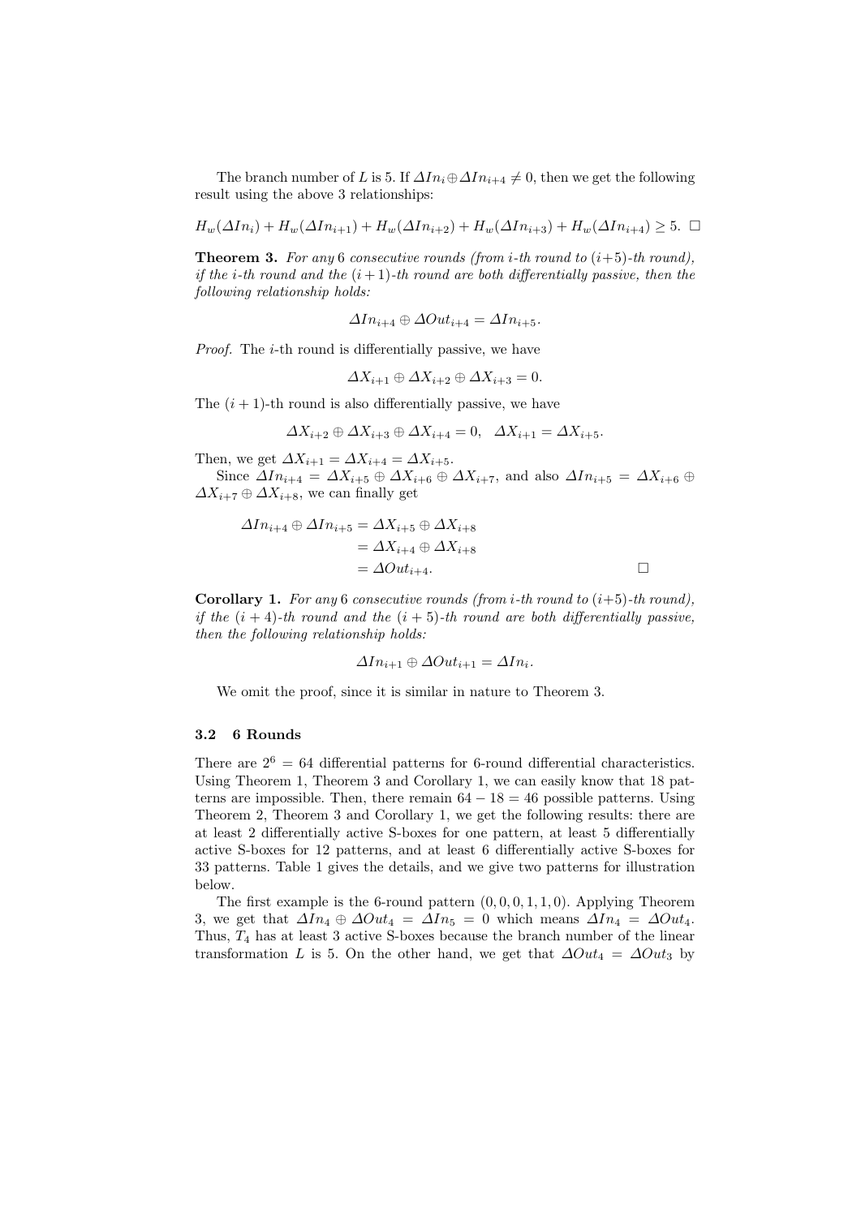The branch number of $L$ is 5. If $\Delta In_i \oplus \Delta In_{i+4} \neq 0$, then we get the following result using the above 3 relationships:

$$H_w(\Delta In_i) + H_w(\Delta In_{i+1}) + H_w(\Delta In_{i+2}) + H_w(\Delta In_{i+3}) + H_w(\Delta In_{i+4}) \geq 5. \quad \square$$

**Theorem 3.** *For any* 6 *consecutive rounds (from i-th round to* $(i+5)$*-th round), if the i-th round and the* $(i+1)$*-th round are both differentially passive, then the following relationship holds:*

$$\Delta In_{i+4} \oplus \Delta Out_{i+4} = \Delta In_{i+5}.$$

*Proof.* The $i$-th round is differentially passive, we have

$$\Delta X_{i+1} \oplus \Delta X_{i+2} \oplus \Delta X_{i+3} = 0.$$

The $(i+1)$-th round is also differentially passive, we have

$$\Delta X_{i+2} \oplus \Delta X_{i+3} \oplus \Delta X_{i+4} = 0, \quad \Delta X_{i+1} = \Delta X_{i+5}.$$

Then, we get $\Delta X_{i+1} = \Delta X_{i+4} = \Delta X_{i+5}$.

Since $\Delta In_{i+4} = \Delta X_{i+5} \oplus \Delta X_{i+6} \oplus \Delta X_{i+7}$, and also $\Delta In_{i+5} = \Delta X_{i+6} \oplus \Delta X_{i+7} \oplus \Delta X_{i+8}$, we can finally get

$$\begin{aligned}
\Delta In_{i+4} \oplus \Delta In_{i+5} &= \Delta X_{i+5} \oplus \Delta X_{i+8} \\
&= \Delta X_{i+4} \oplus \Delta X_{i+8} \\
&= \Delta Out_{i+4}.
\end{aligned} \qquad \square$$

**Corollary 1.** *For any* 6 *consecutive rounds (from i-th round to* $(i+5)$*-th round), if the* $(i+4)$*-th round and the* $(i+5)$*-th round are both differentially passive, then the following relationship holds:*

$$\Delta In_{i+1} \oplus \Delta Out_{i+1} = \Delta In_i.$$

We omit the proof, since it is similar in nature to Theorem 3.

### 3.2 6 Rounds

There are $2^6 = 64$ differential patterns for 6-round differential characteristics. Using Theorem 1, Theorem 3 and Corollary 1, we can easily know that 18 patterns are impossible. Then, there remain $64 - 18 = 46$ possible patterns. Using Theorem 2, Theorem 3 and Corollary 1, we get the following results: there are at least 2 differentially active S-boxes for one pattern, at least 5 differentially active S-boxes for 12 patterns, and at least 6 differentially active S-boxes for 33 patterns. Table 1 gives the details, and we give two patterns for illustration below.

The first example is the 6-round pattern $(0, 0, 0, 1, 1, 0)$. Applying Theorem 3, we get that $\Delta In_4 \oplus \Delta Out_4 = \Delta In_5 = 0$ which means $\Delta In_4 = \Delta Out_4$. Thus, $T_4$ has at least 3 active S-boxes because the branch number of the linear transformation $L$ is 5. On the other hand, we get that $\Delta Out_4 = \Delta Out_3$ by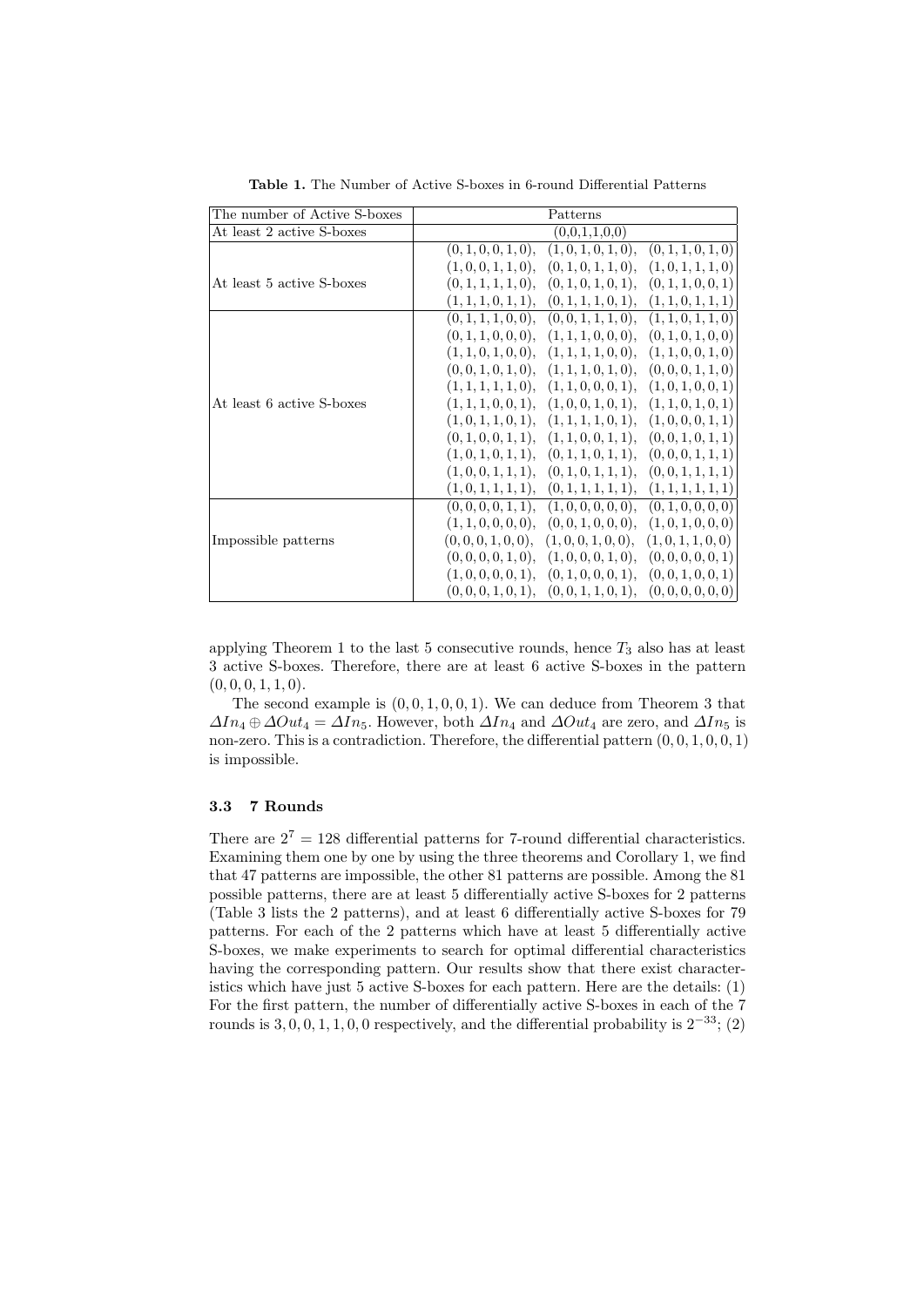**Table 1.** The Number of Active S-boxes in 6-round Differential Patterns

| The number of Active S-boxes | Patterns |
|---|---|
| At least 2 active S-boxes | (0,0,1,1,0,0) |
| At least 5 active S-boxes | $(0,1,0,0,1,0)$, $(1,0,1,0,1,0)$, $(0,1,1,0,1,0)$ $(1,0,0,1,1,0)$, $(0,1,0,1,1,0)$, $(1,0,1,1,1,0)$ $(0,1,1,1,1,0)$, $(0,1,0,1,0,1)$, $(0,1,1,0,0,1)$ $(1,1,1,0,1,1)$, $(0,1,1,1,0,1)$, $(1,1,0,1,1,1)$ |
| At least 6 active S-boxes | $(0,1,1,1,0,0)$, $(0,0,1,1,1,0)$, $(1,1,0,1,1,0)$ $(0,1,1,0,0,0)$, $(1,1,1,0,0,0)$, $(0,1,0,1,0,0)$ $(1,1,0,1,0,0)$, $(1,1,1,1,0,0)$, $(1,1,0,0,1,0)$ $(0,0,1,0,1,0)$, $(1,1,1,0,1,0)$, $(0,0,0,1,1,0)$ $(1,1,1,1,1,0)$, $(1,1,0,0,0,1)$, $(1,0,1,0,0,1)$ $(1,1,1,0,0,1)$, $(1,0,0,1,0,1)$, $(1,1,0,1,0,1)$ $(1,0,1,1,0,1)$, $(1,1,1,1,0,1)$, $(1,0,0,0,1,1)$ $(0,1,0,0,1,1)$, $(1,1,0,0,1,1)$, $(0,0,1,0,1,1)$ $(1,0,1,0,1,1)$, $(0,1,1,0,1,1)$, $(0,0,0,1,1,1)$ $(1,0,0,1,1,1)$, $(0,1,0,1,1,1)$, $(0,0,1,1,1,1)$ $(1,0,1,1,1,1)$, $(0,1,1,1,1,1)$, $(1,1,1,1,1,1)$ |
| Impossible patterns | $(0,0,0,0,1,1)$, $(1,0,0,0,0,0)$, $(0,1,0,0,0,0)$ $(1,1,0,0,0,0)$, $(0,0,1,0,0,0)$, $(1,0,1,0,0,0)$ $(0,0,0,1,0,0)$, $(1,0,0,1,0,0)$, $(1,0,1,1,0,0)$ $(0,0,0,0,1,0)$, $(1,0,0,0,1,0)$, $(0,0,0,0,0,1)$ $(1,0,0,0,0,1)$, $(0,1,0,0,0,1)$, $(0,0,1,0,0,1)$ $(0,0,0,1,0,1)$, $(0,0,1,1,0,1)$, $(0,0,0,0,0,0)$ |

applying Theorem 1 to the last 5 consecutive rounds, hence $T_3$ also has at least 3 active S-boxes. Therefore, there are at least 6 active S-boxes in the pattern $(0,0,0,1,1,0)$.

The second example is $(0,0,1,0,0,1)$. We can deduce from Theorem 3 that $\Delta In_4 \oplus \Delta Out_4 = \Delta In_5$. However, both $\Delta In_4$ and $\Delta Out_4$ are zero, and $\Delta In_5$ is non-zero. This is a contradiction. Therefore, the differential pattern $(0,0,1,0,0,1)$ is impossible.

### 3.3 7 Rounds

There are $2^7 = 128$ differential patterns for 7-round differential characteristics. Examining them one by one by using the three theorems and Corollary 1, we find that 47 patterns are impossible, the other 81 patterns are possible. Among the 81 possible patterns, there are at least 5 differentially active S-boxes for 2 patterns (Table 3 lists the 2 patterns), and at least 6 differentially active S-boxes for 79 patterns. For each of the 2 patterns which have at least 5 differentially active S-boxes, we make experiments to search for optimal differential characteristics having the corresponding pattern. Our results show that there exist characteristics which have just 5 active S-boxes for each pattern. Here are the details: (1) For the first pattern, the number of differentially active S-boxes in each of the 7 rounds is $3,0,0,1,1,0,0$ respectively, and the differential probability is $2^{-33}$; (2)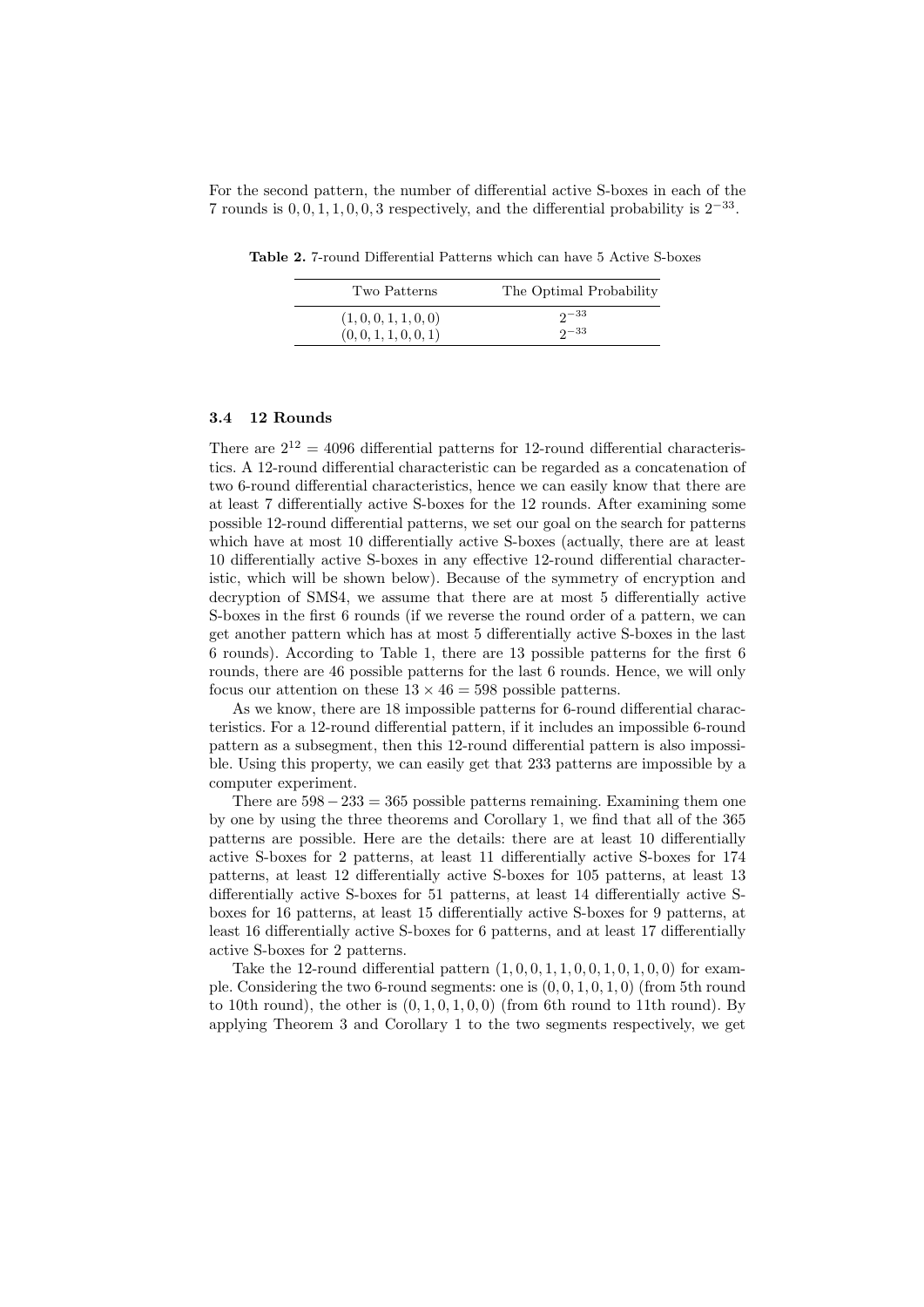For the second pattern, the number of differential active S-boxes in each of the 7 rounds is $0, 0, 1, 1, 0, 0, 3$ respectively, and the differential probability is $2^{-33}$.

**Table 2.** 7-round Differential Patterns which can have 5 Active S-boxes

| Two Patterns | The Optimal Probability |
| --- | --- |
| $(1, 0, 0, 1, 1, 0, 0)$ | $2^{-33}$ |
| $(0, 0, 1, 1, 0, 0, 1)$ | $2^{-33}$ |

### 3.4 12 Rounds

There are $2^{12} = 4096$ differential patterns for 12-round differential characteristics. A 12-round differential characteristic can be regarded as a concatenation of two 6-round differential characteristics, hence we can easily know that there are at least 7 differentially active S-boxes for the 12 rounds. After examining some possible 12-round differential patterns, we set our goal on the search for patterns which have at most 10 differentially active S-boxes (actually, there are at least 10 differentially active S-boxes in any effective 12-round differential characteristic, which will be shown below). Because of the symmetry of encryption and decryption of SMS4, we assume that there are at most 5 differentially active S-boxes in the first 6 rounds (if we reverse the round order of a pattern, we can get another pattern which has at most 5 differentially active S-boxes in the last 6 rounds). According to Table 1, there are 13 possible patterns for the first 6 rounds, there are 46 possible patterns for the last 6 rounds. Hence, we will only focus our attention on these $13 \times 46 = 598$ possible patterns.

As we know, there are 18 impossible patterns for 6-round differential characteristics. For a 12-round differential pattern, if it includes an impossible 6-round pattern as a subsegment, then this 12-round differential pattern is also impossible. Using this property, we can easily get that 233 patterns are impossible by a computer experiment.

There are $598 - 233 = 365$ possible patterns remaining. Examining them one by one by using the three theorems and Corollary 1, we find that all of the 365 patterns are possible. Here are the details: there are at least 10 differentially active S-boxes for 2 patterns, at least 11 differentially active S-boxes for 174 patterns, at least 12 differentially active S-boxes for 105 patterns, at least 13 differentially active S-boxes for 51 patterns, at least 14 differentially active S-boxes for 16 patterns, at least 15 differentially active S-boxes for 9 patterns, at least 16 differentially active S-boxes for 6 patterns, and at least 17 differentially active S-boxes for 2 patterns.

Take the 12-round differential pattern $(1, 0, 0, 1, 1, 0, 0, 1, 0, 1, 0, 0)$ for example. Considering the two 6-round segments: one is $(0, 0, 1, 0, 1, 0)$ (from 5th round to 10th round), the other is $(0, 1, 0, 1, 0, 0)$ (from 6th round to 11th round). By applying Theorem 3 and Corollary 1 to the two segments respectively, we get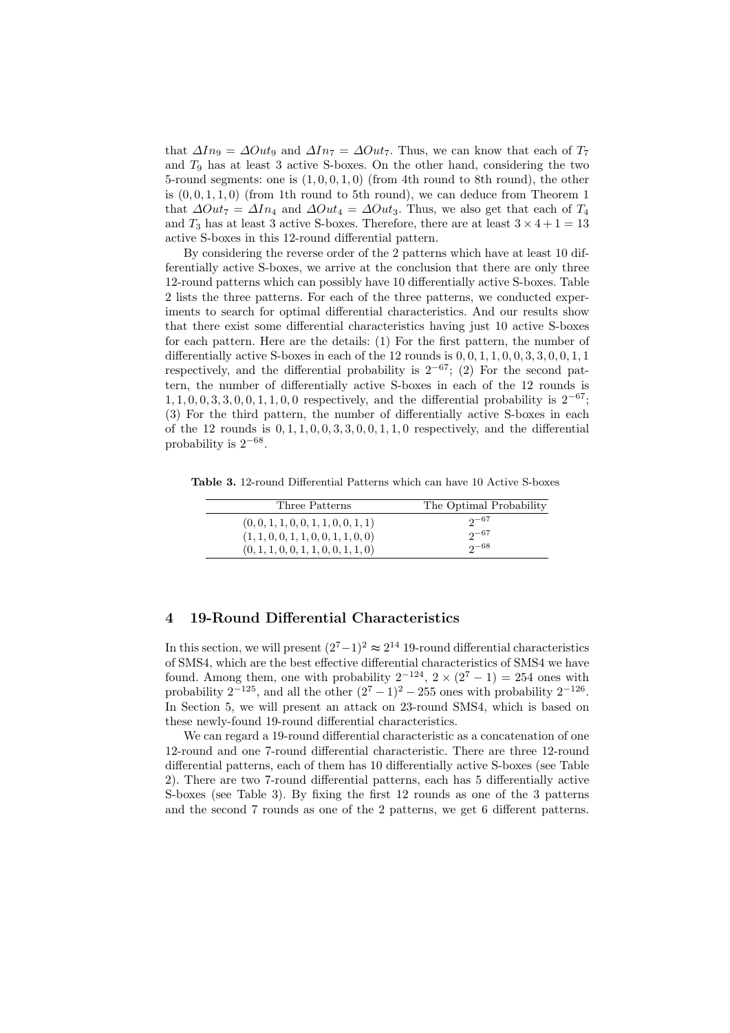that $\Delta In_9 = \Delta Out_9$ and $\Delta In_7 = \Delta Out_7$. Thus, we can know that each of $T_7$ and $T_9$ has at least 3 active S-boxes. On the other hand, considering the two 5-round segments: one is $(1, 0, 0, 1, 0)$ (from 4th round to 8th round), the other is $(0, 0, 1, 1, 0)$ (from 1th round to 5th round), we can deduce from Theorem 1 that $\Delta Out_7 = \Delta In_4$ and $\Delta Out_4 = \Delta Out_3$. Thus, we also get that each of $T_4$ and $T_3$ has at least 3 active S-boxes. Therefore, there are at least $3 \times 4 + 1 = 13$ active S-boxes in this 12-round differential pattern.

By considering the reverse order of the 2 patterns which have at least 10 differentially active S-boxes, we arrive at the conclusion that there are only three 12-round patterns which can possibly have 10 differentially active S-boxes. Table 2 lists the three patterns. For each of the three patterns, we conducted experiments to search for optimal differential characteristics. And our results show that there exist some differential characteristics having just 10 active S-boxes for each pattern. Here are the details: (1) For the first pattern, the number of differentially active S-boxes in each of the 12 rounds is $0, 0, 1, 1, 0, 0, 3, 3, 0, 0, 1, 1$ respectively, and the differential probability is $2^{-67}$; (2) For the second pattern, the number of differentially active S-boxes in each of the 12 rounds is $1, 1, 0, 0, 3, 3, 0, 0, 1, 1, 0, 0$ respectively, and the differential probability is $2^{-67}$; (3) For the third pattern, the number of differentially active S-boxes in each of the 12 rounds is $0, 1, 1, 0, 0, 3, 3, 0, 0, 1, 1, 0$ respectively, and the differential probability is $2^{-68}$.

**Table 3.** 12-round Differential Patterns which can have 10 Active S-boxes

| Three Patterns | The Optimal Probability |
|---|---|
| $(0, 0, 1, 1, 0, 0, 1, 1, 0, 0, 1, 1)$ | $2^{-67}$ |
| $(1, 1, 0, 0, 1, 1, 0, 0, 1, 1, 0, 0)$ | $2^{-67}$ |
| $(0, 1, 1, 0, 0, 1, 1, 0, 0, 1, 1, 0)$ | $2^{-68}$ |

## 4 19-Round Differential Characteristics

In this section, we will present $(2^7-1)^2 \approx 2^{14}$ 19-round differential characteristics of SMS4, which are the best effective differential characteristics of SMS4 we have found. Among them, one with probability $2^{-124}$, $2 \times (2^7 - 1) = 254$ ones with probability $2^{-125}$, and all the other $(2^7 - 1)^2 - 255$ ones with probability $2^{-126}$. In Section 5, we will present an attack on 23-round SMS4, which is based on these newly-found 19-round differential characteristics.

We can regard a 19-round differential characteristic as a concatenation of one 12-round and one 7-round differential characteristic. There are three 12-round differential patterns, each of them has 10 differentially active S-boxes (see Table 2). There are two 7-round differential patterns, each has 5 differentially active S-boxes (see Table 3). By fixing the first 12 rounds as one of the 3 patterns and the second 7 rounds as one of the 2 patterns, we get 6 different patterns.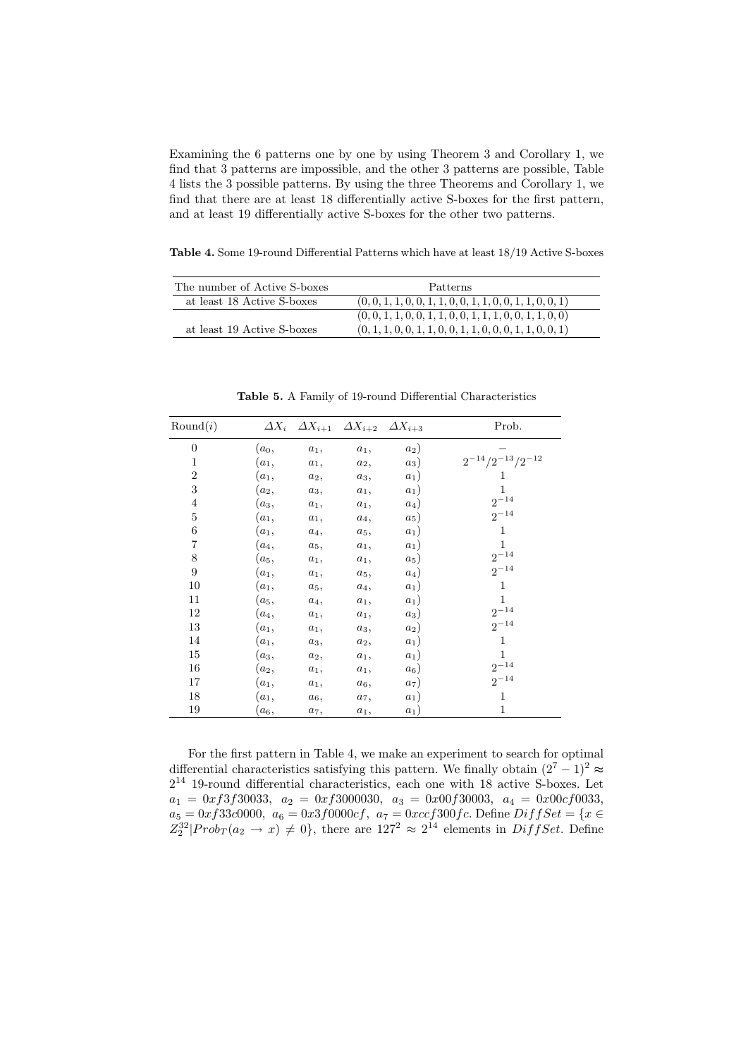Examining the 6 patterns one by one by using Theorem 3 and Corollary 1, we find that 3 patterns are impossible, and the other 3 patterns are possible, Table 4 lists the 3 possible patterns. By using the three Theorems and Corollary 1, we find that there are at least 18 differentially active S-boxes for the first pattern, and at least 19 differentially active S-boxes for the other two patterns.

**Table 4.** Some 19-round Differential Patterns which have at least 18/19 Active S-boxes

| The number of Active S-boxes | Patterns |
|---|---|
| at least 18 Active S-boxes | $(0,0,1,1,0,0,1,1,0,0,1,1,0,0,1,1,0,0,1)$ |
| at least 19 Active S-boxes | $(0,0,1,1,0,0,1,1,0,0,1,1,1,0,0,1,1,0,0)$ |
| | $(0,1,1,0,0,1,1,0,0,1,1,0,0,0,1,1,0,0,1)$ |

**Table 5.** A Family of 19-round Differential Characteristics

| Round$(i)$ | $\Delta X_i$ | $\Delta X_{i+1}$ | $\Delta X_{i+2}$ | $\Delta X_{i+3}$ | Prob. |
|---|---|---|---|---|---|
| 0 | $(a_0,$ | $a_1,$ | $a_1,$ | $a_2)$ | $-$ |
| 1 | $(a_1,$ | $a_1,$ | $a_2,$ | $a_3)$ | $2^{-14}/2^{-13}/2^{-12}$ |
| 2 | $(a_1,$ | $a_2,$ | $a_3,$ | $a_1)$ | 1 |
| 3 | $(a_2,$ | $a_3,$ | $a_1,$ | $a_1)$ | 1 |
| 4 | $(a_3,$ | $a_1,$ | $a_1,$ | $a_4)$ | $2^{-14}$ |
| 5 | $(a_1,$ | $a_1,$ | $a_4,$ | $a_5)$ | $2^{-14}$ |
| 6 | $(a_1,$ | $a_4,$ | $a_5,$ | $a_1)$ | 1 |
| 7 | $(a_4,$ | $a_5,$ | $a_1,$ | $a_1)$ | 1 |
| 8 | $(a_5,$ | $a_1,$ | $a_1,$ | $a_5)$ | $2^{-14}$ |
| 9 | $(a_1,$ | $a_1,$ | $a_5,$ | $a_4)$ | $2^{-14}$ |
| 10 | $(a_1,$ | $a_5,$ | $a_4,$ | $a_1)$ | 1 |
| 11 | $(a_5,$ | $a_4,$ | $a_1,$ | $a_1)$ | 1 |
| 12 | $(a_4,$ | $a_1,$ | $a_1,$ | $a_3)$ | $2^{-14}$ |
| 13 | $(a_1,$ | $a_1,$ | $a_3,$ | $a_2)$ | $2^{-14}$ |
| 14 | $(a_1,$ | $a_3,$ | $a_2,$ | $a_1)$ | 1 |
| 15 | $(a_3,$ | $a_2,$ | $a_1,$ | $a_1)$ | 1 |
| 16 | $(a_2,$ | $a_1,$ | $a_1,$ | $a_6)$ | $2^{-14}$ |
| 17 | $(a_1,$ | $a_1,$ | $a_6,$ | $a_7)$ | $2^{-14}$ |
| 18 | $(a_1,$ | $a_6,$ | $a_7,$ | $a_1)$ | 1 |
| 19 | $(a_6,$ | $a_7,$ | $a_1,$ | $a_1)$ | 1 |

For the first pattern in Table 4, we make an experiment to search for optimal differential characteristics satisfying this pattern. We finally obtain $(2^7-1)^2 \approx 2^{14}$ 19-round differential characteristics, each one with 18 active S-boxes. Let $a_1 = 0xf3f30033$, $a_2 = 0xf3000030$, $a_3 = 0x00f30003$, $a_4 = 0x00cf0033$, $a_5 = 0xf33c0000$, $a_6 = 0x3f0000cf$, $a_7 = 0xccf300fc$. Define $DiffSet = \{x \in Z_2^{32} | Prob_T(a_2 \to x) \neq 0\}$, there are $127^2 \approx 2^{14}$ elements in $DiffSet$. Define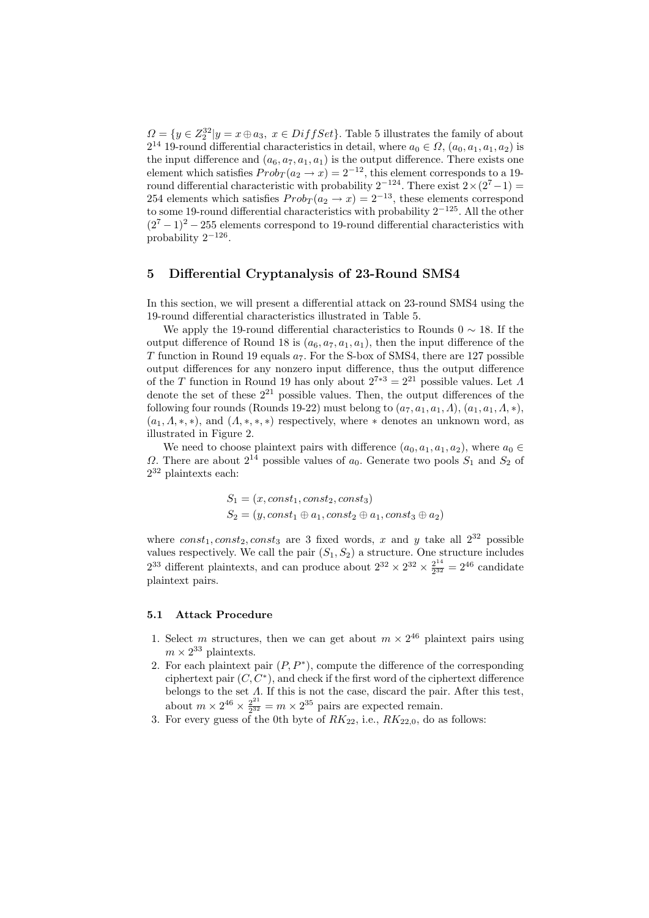$\Omega = \{y \in Z_2^{32} | y = x \oplus a_3,\ x \in DiffSet\}$. Table 5 illustrates the family of about $2^{14}$ 19-round differential characteristics in detail, where $a_0 \in \Omega$, $(a_0, a_1, a_1, a_2)$ is the input difference and $(a_6, a_7, a_1, a_1)$ is the output difference. There exists one element which satisfies $Prob_T(a_2 \rightarrow x) = 2^{-12}$, this element corresponds to a 19-round differential characteristic with probability $2^{-124}$. There exist $2 \times (2^7 - 1) = 254$ elements which satisfies $Prob_T(a_2 \rightarrow x) = 2^{-13}$, these elements correspond to some 19-round differential characteristics with probability $2^{-125}$. All the other $(2^7 - 1)^2 - 255$ elements correspond to 19-round differential characteristics with probability $2^{-126}$.

## 5 Differential Cryptanalysis of 23-Round SMS4

In this section, we will present a differential attack on 23-round SMS4 using the 19-round differential characteristics illustrated in Table 5.

We apply the 19-round differential characteristics to Rounds $0 \sim 18$. If the output difference of Round 18 is $(a_6, a_7, a_1, a_1)$, then the input difference of the $T$ function in Round 19 equals $a_7$. For the S-box of SMS4, there are 127 possible output differences for any nonzero input difference, thus the output difference of the $T$ function in Round 19 has only about $2^{7*3} = 2^{21}$ possible values. Let $\Lambda$ denote the set of these $2^{21}$ possible values. Then, the output differences of the following four rounds (Rounds 19-22) must belong to $(a_7, a_1, a_1, \Lambda)$, $(a_1, a_1, \Lambda, *)$, $(a_1, \Lambda, *, *)$, and $(\Lambda, *, *, *)$ respectively, where $*$ denotes an unknown word, as illustrated in Figure 2.

We need to choose plaintext pairs with difference $(a_0, a_1, a_1, a_2)$, where $a_0 \in \Omega$. There are about $2^{14}$ possible values of $a_0$. Generate two pools $S_1$ and $S_2$ of $2^{32}$ plaintexts each:

$$S_1 = (x, const_1, const_2, const_3)$$
$$S_2 = (y, const_1 \oplus a_1, const_2 \oplus a_1, const_3 \oplus a_2)$$

where $const_1, const_2, const_3$ are 3 fixed words, $x$ and $y$ take all $2^{32}$ possible values respectively. We call the pair $(S_1, S_2)$ a structure. One structure includes $2^{33}$ different plaintexts, and can produce about $2^{32} \times 2^{32} \times \frac{2^{14}}{2^{32}} = 2^{46}$ candidate plaintext pairs.

### 5.1 Attack Procedure

1. Select $m$ structures, then we can get about $m \times 2^{46}$ plaintext pairs using $m \times 2^{33}$ plaintexts.
2. For each plaintext pair $(P, P^*)$, compute the difference of the corresponding ciphertext pair $(C, C^*)$, and check if the first word of the ciphertext difference belongs to the set $\Lambda$. If this is not the case, discard the pair. After this test, about $m \times 2^{46} \times \frac{2^{21}}{2^{32}} = m \times 2^{35}$ pairs are expected remain.
3. For every guess of the 0th byte of $RK_{22}$, i.e., $RK_{22,0}$, do as follows: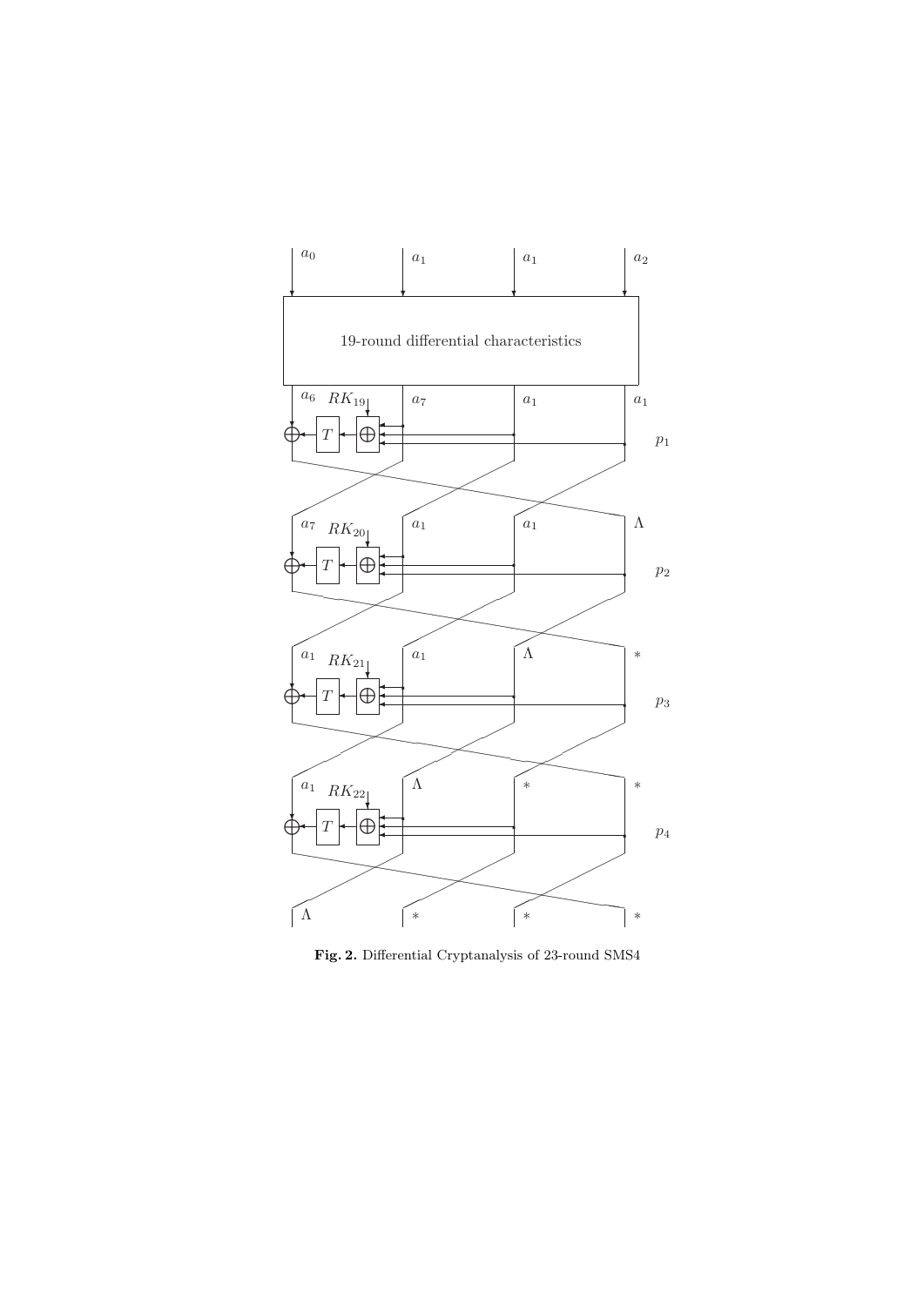**Fig. 2.** Differential Cryptanalysis of 23-round SMS4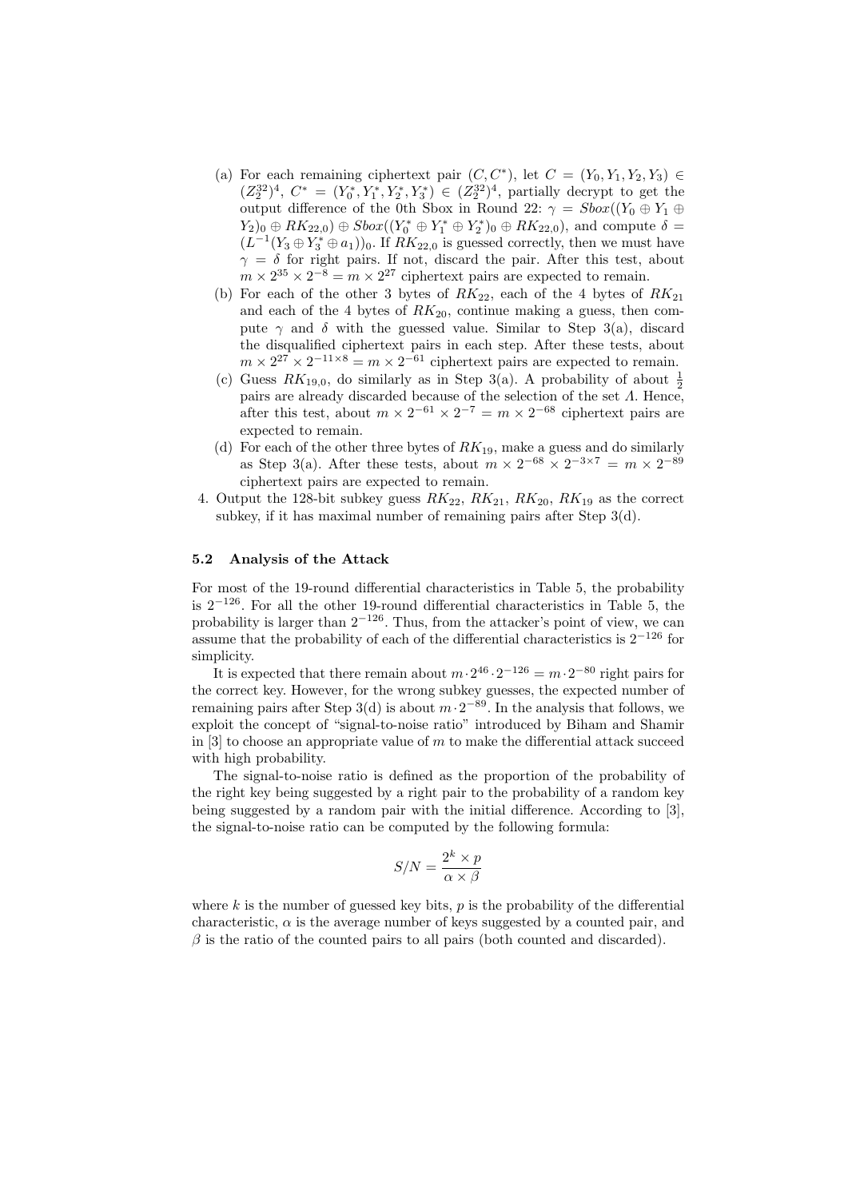(a) For each remaining ciphertext pair $(C, C^*)$, let $C = (Y_0, Y_1, Y_2, Y_3) \in (Z_2^{32})^4$, $C^* = (Y_0^*, Y_1^*, Y_2^*, Y_3^*) \in (Z_2^{32})^4$, partially decrypt to get the output difference of the 0th Sbox in Round 22: $\gamma = Sbox((Y_0 \oplus Y_1 \oplus Y_2)_0 \oplus RK_{22,0}) \oplus Sbox((Y_0^* \oplus Y_1^* \oplus Y_2^*)_0 \oplus RK_{22,0})$, and compute $\delta = (L^{-1}(Y_3 \oplus Y_3^* \oplus a_1))_0$. If $RK_{22,0}$ is guessed correctly, then we must have $\gamma = \delta$ for right pairs. If not, discard the pair. After this test, about $m \times 2^{35} \times 2^{-8} = m \times 2^{27}$ ciphertext pairs are expected to remain.

(b) For each of the other 3 bytes of $RK_{22}$, each of the 4 bytes of $RK_{21}$ and each of the 4 bytes of $RK_{20}$, continue making a guess, then compute $\gamma$ and $\delta$ with the guessed value. Similar to Step 3(a), discard the disqualified ciphertext pairs in each step. After these tests, about $m \times 2^{27} \times 2^{-11 \times 8} = m \times 2^{-61}$ ciphertext pairs are expected to remain.

(c) Guess $RK_{19,0}$, do similarly as in Step 3(a). A probability of about $\frac{1}{2}$ pairs are already discarded because of the selection of the set $\Lambda$. Hence, after this test, about $m \times 2^{-61} \times 2^{-7} = m \times 2^{-68}$ ciphertext pairs are expected to remain.

(d) For each of the other three bytes of $RK_{19}$, make a guess and do similarly as Step 3(a). After these tests, about $m \times 2^{-68} \times 2^{-3 \times 7} = m \times 2^{-89}$ ciphertext pairs are expected to remain.

4. Output the 128-bit subkey guess $RK_{22}$, $RK_{21}$, $RK_{20}$, $RK_{19}$ as the correct subkey, if it has maximal number of remaining pairs after Step 3(d).

### 5.2 Analysis of the Attack

For most of the 19-round differential characteristics in Table 5, the probability is $2^{-126}$. For all the other 19-round differential characteristics in Table 5, the probability is larger than $2^{-126}$. Thus, from the attacker's point of view, we can assume that the probability of each of the differential characteristics is $2^{-126}$ for simplicity.

It is expected that there remain about $m \cdot 2^{46} \cdot 2^{-126} = m \cdot 2^{-80}$ right pairs for the correct key. However, for the wrong subkey guesses, the expected number of remaining pairs after Step 3(d) is about $m \cdot 2^{-89}$. In the analysis that follows, we exploit the concept of "signal-to-noise ratio" introduced by Biham and Shamir in [3] to choose an appropriate value of $m$ to make the differential attack succeed with high probability.

The signal-to-noise ratio is defined as the proportion of the probability of the right key being suggested by a right pair to the probability of a random key being suggested by a random pair with the initial difference. According to [3], the signal-to-noise ratio can be computed by the following formula:

$$S/N = \frac{2^k \times p}{\alpha \times \beta}$$

where $k$ is the number of guessed key bits, $p$ is the probability of the differential characteristic, $\alpha$ is the average number of keys suggested by a counted pair, and $\beta$ is the ratio of the counted pairs to all pairs (both counted and discarded).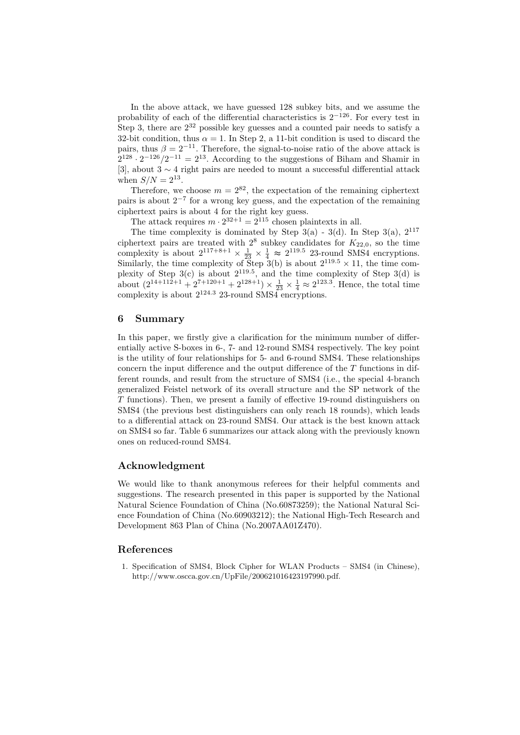In the above attack, we have guessed 128 subkey bits, and we assume the probability of each of the differential characteristics is $2^{-126}$. For every test in Step 3, there are $2^{32}$ possible key guesses and a counted pair needs to satisfy a 32-bit condition, thus $\alpha = 1$. In Step 2, a 11-bit condition is used to discard the pairs, thus $\beta = 2^{-11}$. Therefore, the signal-to-noise ratio of the above attack is $2^{128} \cdot 2^{-126}/2^{-11} = 2^{13}$. According to the suggestions of Biham and Shamir in [3], about $3 \sim 4$ right pairs are needed to mount a successful differential attack when $S/N = 2^{13}$.

Therefore, we choose $m = 2^{82}$, the expectation of the remaining ciphertext pairs is about $2^{-7}$ for a wrong key guess, and the expectation of the remaining ciphertext pairs is about 4 for the right key guess.

The attack requires $m \cdot 2^{32+1} = 2^{115}$ chosen plaintexts in all.

The time complexity is dominated by Step 3(a) - 3(d). In Step 3(a), $2^{117}$ ciphertext pairs are treated with $2^8$ subkey candidates for $K_{22,0}$, so the time complexity is about $2^{117+8+1} \times \frac{1}{23} \times \frac{1}{4} \approx 2^{119.5}$ 23-round SMS4 encryptions. Similarly, the time complexity of Step 3(b) is about $2^{119.5} \times 11$, the time complexity of Step 3(c) is about $2^{119.5}$, and the time complexity of Step 3(d) is about $(2^{14+112+1} + 2^{7+120+1} + 2^{128+1}) \times \frac{1}{23} \times \frac{1}{4} \approx 2^{123.3}$. Hence, the total time complexity is about $2^{124.3}$ 23-round SMS4 encryptions.

## 6 Summary

In this paper, we firstly give a clarification for the minimum number of differentially active S-boxes in 6-, 7- and 12-round SMS4 respectively. The key point is the utility of four relationships for 5- and 6-round SMS4. These relationships concern the input difference and the output difference of the $T$ functions in different rounds, and result from the structure of SMS4 (i.e., the special 4-branch generalized Feistel network of its overall structure and the SP network of the $T$ functions). Then, we present a family of effective 19-round distinguishers on SMS4 (the previous best distinguishers can only reach 18 rounds), which leads to a differential attack on 23-round SMS4. Our attack is the best known attack on SMS4 so far. Table 6 summarizes our attack along with the previously known ones on reduced-round SMS4.

## Acknowledgment

We would like to thank anonymous referees for their helpful comments and suggestions. The research presented in this paper is supported by the National Natural Science Foundation of China (No.60873259); the National Natural Science Foundation of China (No.60903212); the National High-Tech Research and Development 863 Plan of China (No.2007AA01Z470).

## References

1. Specification of SMS4, Block Cipher for WLAN Products – SMS4 (in Chinese), http://www.oscca.gov.cn/UpFile/200621016423197990.pdf.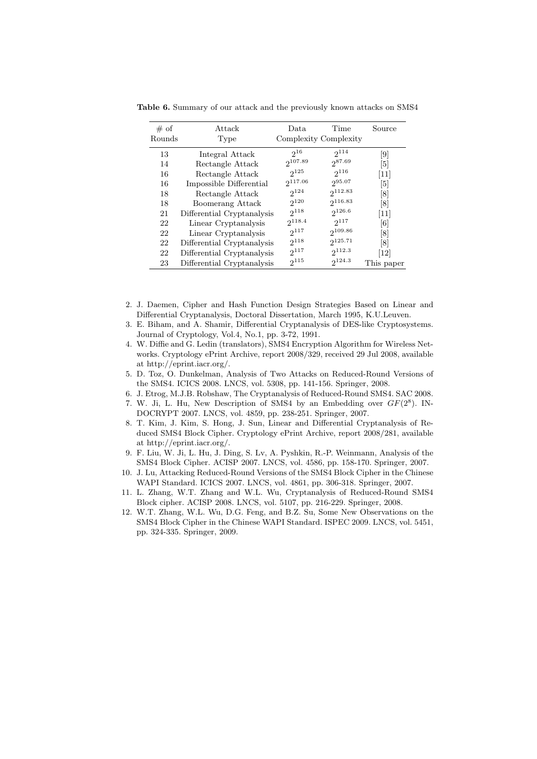**Table 6.** Summary of our attack and the previously known attacks on SMS4

| # of Rounds | Attack Type | Data Complexity | Time Complexity | Source |
|---|---|---|---|---|
| 13 | Integral Attack | $2^{16}$ | $2^{114}$ | [9] |
| 14 | Rectangle Attack | $2^{107.89}$ | $2^{87.69}$ | [5] |
| 16 | Rectangle Attack | $2^{125}$ | $2^{116}$ | [11] |
| 16 | Impossible Differential | $2^{117.06}$ | $2^{95.07}$ | [5] |
| 18 | Rectangle Attack | $2^{124}$ | $2^{112.83}$ | [8] |
| 18 | Boomerang Attack | $2^{120}$ | $2^{116.83}$ | [8] |
| 21 | Differential Cryptanalysis | $2^{118}$ | $2^{126.6}$ | [11] |
| 22 | Linear Cryptanalysis | $2^{118.4}$ | $2^{117}$ | [6] |
| 22 | Linear Cryptanalysis | $2^{117}$ | $2^{109.86}$ | [8] |
| 22 | Differential Cryptanalysis | $2^{118}$ | $2^{125.71}$ | [8] |
| 22 | Differential Cryptanalysis | $2^{117}$ | $2^{112.3}$ | [12] |
| 23 | Differential Cryptanalysis | $2^{115}$ | $2^{124.3}$ | This paper |

2. J. Daemen, Cipher and Hash Function Design Strategies Based on Linear and Differential Cryptanalysis, Doctoral Dissertation, March 1995, K.U.Leuven.
3. E. Biham, and A. Shamir, Differential Cryptanalysis of DES-like Cryptosystems. Journal of Cryptology, Vol.4, No.1, pp. 3-72, 1991.
4. W. Diffie and G. Ledin (translators), SMS4 Encryption Algorithm for Wireless Networks. Cryptology ePrint Archive, report 2008/329, received 29 Jul 2008, available at http://eprint.iacr.org/.
5. D. Toz, O. Dunkelman, Analysis of Two Attacks on Reduced-Round Versions of the SMS4. ICICS 2008. LNCS, vol. 5308, pp. 141-156. Springer, 2008.
6. J. Etrog, M.J.B. Robshaw, The Cryptanalysis of Reduced-Round SMS4. SAC 2008.
7. W. Ji, L. Hu, New Description of SMS4 by an Embedding over $GF(2^8)$. INDOCRYPT 2007. LNCS, vol. 4859, pp. 238-251. Springer, 2007.
8. T. Kim, J. Kim, S. Hong, J. Sun, Linear and Differential Cryptanalysis of Reduced SMS4 Block Cipher. Cryptology ePrint Archive, report 2008/281, available at http://eprint.iacr.org/.
9. F. Liu, W. Ji, L. Hu, J. Ding, S. Lv, A. Pyshkin, R.-P. Weinmann, Analysis of the SMS4 Block Cipher. ACISP 2007. LNCS, vol. 4586, pp. 158-170. Springer, 2007.
10. J. Lu, Attacking Reduced-Round Versions of the SMS4 Block Cipher in the Chinese WAPI Standard. ICICS 2007. LNCS, vol. 4861, pp. 306-318. Springer, 2007.
11. L. Zhang, W.T. Zhang and W.L. Wu, Cryptanalysis of Reduced-Round SMS4 Block cipher. ACISP 2008. LNCS, vol. 5107, pp. 216-229. Springer, 2008.
12. W.T. Zhang, W.L. Wu, D.G. Feng, and B.Z. Su, Some New Observations on the SMS4 Block Cipher in the Chinese WAPI Standard. ISPEC 2009. LNCS, vol. 5451, pp. 324-335. Springer, 2009.